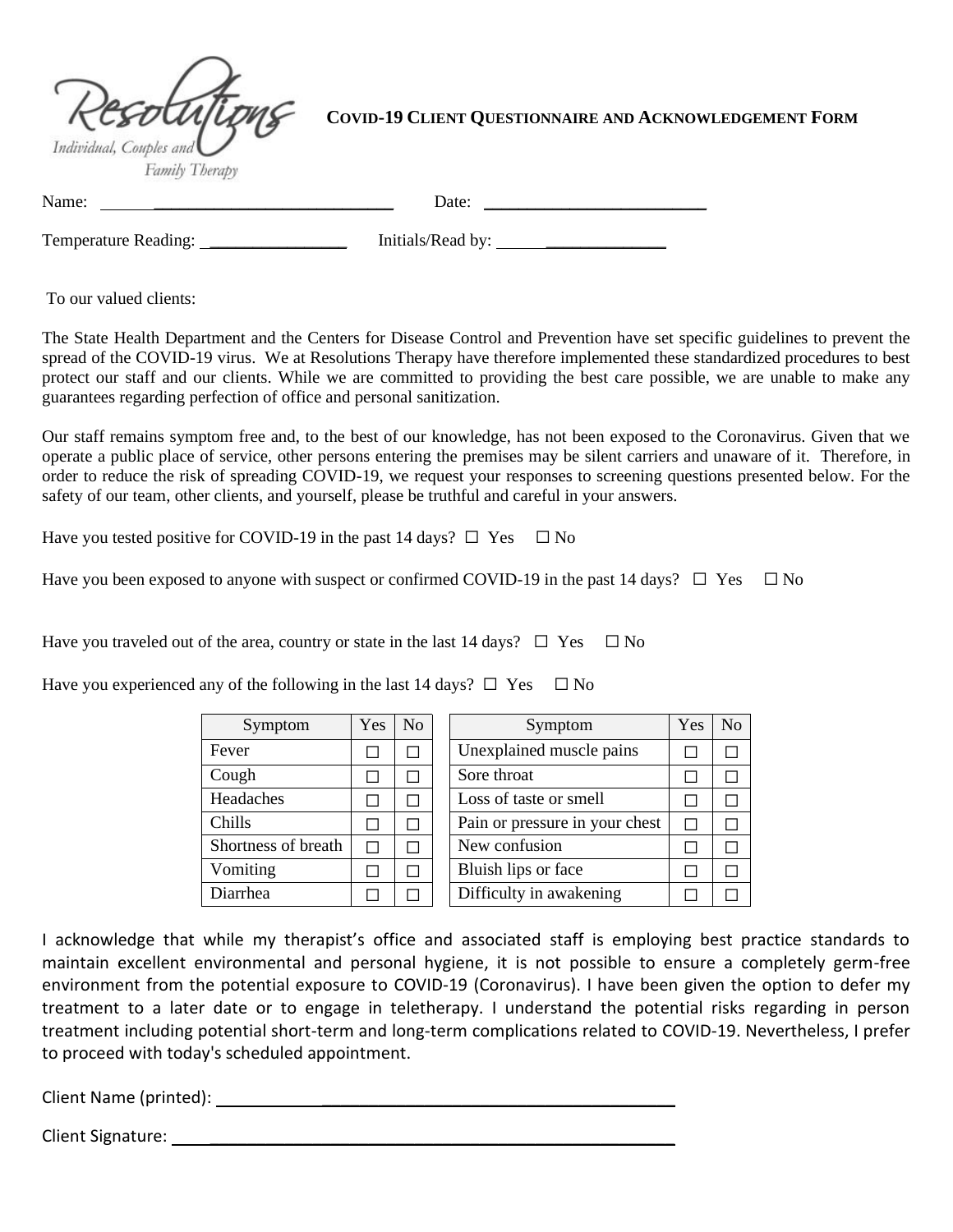Resolutions
Individual, Couples and Family Therapy

## COVID-19 CLIENT QUESTIONNAIRE AND ACKNOWLEDGEMENT FORM

Name: ______________________________ Date: __________________________

Temperature Reading: ________________ Initials/Read by: ______________

To our valued clients:

The State Health Department and the Centers for Disease Control and Prevention have set specific guidelines to prevent the spread of the COVID-19 virus. We at Resolutions Therapy have therefore implemented these standardized procedures to best protect our staff and our clients. While we are committed to providing the best care possible, we are unable to make any guarantees regarding perfection of office and personal sanitization.

Our staff remains symptom free and, to the best of our knowledge, has not been exposed to the Coronavirus. Given that we operate a public place of service, other persons entering the premises may be silent carriers and unaware of it. Therefore, in order to reduce the risk of spreading COVID-19, we request your responses to screening questions presented below. For the safety of our team, other clients, and yourself, please be truthful and careful in your answers.

Have you tested positive for COVID-19 in the past 14 days? ☐ Yes ☐ No

Have you been exposed to anyone with suspect or confirmed COVID-19 in the past 14 days? ☐ Yes ☐ No

Have you traveled out of the area, country or state in the last 14 days? ☐ Yes ☐ No

Have you experienced any of the following in the last 14 days? ☐ Yes ☐ No

| Symptom | Yes | No |
|---|---|---|
| Fever | ☐ | ☐ |
| Cough | ☐ | ☐ |
| Headaches | ☐ | ☐ |
| Chills | ☐ | ☐ |
| Shortness of breath | ☐ | ☐ |
| Vomiting | ☐ | ☐ |
| Diarrhea | ☐ | ☐ |

| Symptom | Yes | No |
|---|---|---|
| Unexplained muscle pains | ☐ | ☐ |
| Sore throat | ☐ | ☐ |
| Loss of taste or smell | ☐ | ☐ |
| Pain or pressure in your chest | ☐ | ☐ |
| New confusion | ☐ | ☐ |
| Bluish lips or face | ☐ | ☐ |
| Difficulty in awakening | ☐ | ☐ |

I acknowledge that while my therapist's office and associated staff is employing best practice standards to maintain excellent environmental and personal hygiene, it is not possible to ensure a completely germ-free environment from the potential exposure to COVID-19 (Coronavirus). I have been given the option to defer my treatment to a later date or to engage in teletherapy. I understand the potential risks regarding in person treatment including potential short-term and long-term complications related to COVID-19. Nevertheless, I prefer to proceed with today's scheduled appointment.

Client Name (printed): ____________________________________________

Client Signature: ________________________________________________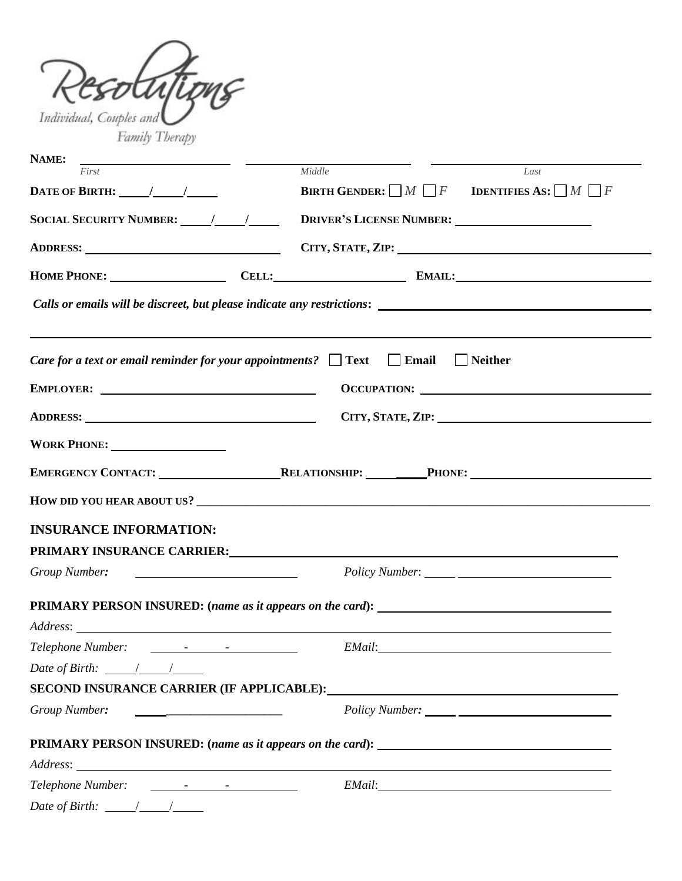Resolutions

Individual, Couples and Family Therapy

**NAME:** \_\_\_\_\_\_\_\_\_\_\_\_\_\_\_\_\_\_\_\_ \_\_\_\_\_\_\_\_\_\_\_\_\_\_\_\_\_\_\_\_ \_\_\_\_\_\_\_\_\_\_\_\_\_\_\_\_\_\_\_\_

*First* *Middle* *Last*

**DATE OF BIRTH:** \_\_\_\_/\_\_\_\_/\_\_\_\_ **BIRTH GENDER:** ☐ *M* ☐ *F* **IDENTIFIES AS:** ☐ *M* ☐ *F*

**SOCIAL SECURITY NUMBER:** \_\_\_\_/\_\_\_\_/\_\_\_\_ **DRIVER'S LICENSE NUMBER:** \_\_\_\_\_\_\_\_\_\_\_\_\_\_\_\_\_\_\_\_

**ADDRESS:** \_\_\_\_\_\_\_\_\_\_\_\_\_\_\_\_\_\_\_\_ **CITY, STATE, ZIP:** \_\_\_\_\_\_\_\_\_\_\_\_\_\_\_\_\_\_\_\_

**HOME PHONE:** \_\_\_\_\_\_\_\_\_\_\_\_\_\_\_\_ **CELL:** \_\_\_\_\_\_\_\_\_\_\_\_\_\_\_\_ **EMAIL:** \_\_\_\_\_\_\_\_\_\_\_\_\_\_\_\_\_\_\_\_

***Calls or emails will be discreet, but please indicate any restrictions*:** \_\_\_\_\_\_\_\_\_\_\_\_\_\_\_\_\_\_\_\_

\_\_\_\_\_\_\_\_\_\_\_\_\_\_\_\_\_\_\_\_\_\_\_\_\_\_\_\_\_\_\_\_\_\_\_\_\_\_\_\_

***Care for a text or email reminder for your appointments?*** ☐ **Text** ☐ **Email** ☐ **Neither**

**EMPLOYER:** \_\_\_\_\_\_\_\_\_\_\_\_\_\_\_\_\_\_\_\_ **OCCUPATION:** \_\_\_\_\_\_\_\_\_\_\_\_\_\_\_\_\_\_\_\_

**ADDRESS:** \_\_\_\_\_\_\_\_\_\_\_\_\_\_\_\_\_\_\_\_ **CITY, STATE, ZIP:** \_\_\_\_\_\_\_\_\_\_\_\_\_\_\_\_\_\_\_\_

**WORK PHONE:** \_\_\_\_\_\_\_\_\_\_\_\_\_\_\_\_

**EMERGENCY CONTACT:** \_\_\_\_\_\_\_\_\_\_\_\_\_\_\_\_ **RELATIONSHIP:** \_\_\_\_\_\_\_\_\_\_ **PHONE:** \_\_\_\_\_\_\_\_\_\_\_\_\_\_\_\_\_\_\_\_

**HOW DID YOU HEAR ABOUT US?** \_\_\_\_\_\_\_\_\_\_\_\_\_\_\_\_\_\_\_\_\_\_\_\_\_\_\_\_\_\_\_\_\_\_\_\_\_\_\_\_

## INSURANCE INFORMATION:

**PRIMARY INSURANCE CARRIER:** \_\_\_\_\_\_\_\_\_\_\_\_\_\_\_\_\_\_\_\_\_\_\_\_\_\_\_\_\_\_\_\_\_\_\_\_\_\_\_\_

*Group Number:* \_\_\_\_\_\_\_\_\_\_\_\_\_\_\_\_\_\_\_\_ *Policy Number*: \_\_\_\_\_\_\_\_\_\_\_\_\_\_\_\_\_\_\_\_

**PRIMARY PERSON INSURED: (*name as it appears on the card*):** \_\_\_\_\_\_\_\_\_\_\_\_\_\_\_\_\_\_\_\_

*Address*: \_\_\_\_\_\_\_\_\_\_\_\_\_\_\_\_\_\_\_\_\_\_\_\_\_\_\_\_\_\_\_\_\_\_\_\_\_\_\_\_

*Telephone Number:* \_\_\_\_-\_\_\_\_-\_\_\_\_ *EMail*: \_\_\_\_\_\_\_\_\_\_\_\_\_\_\_\_\_\_\_\_

*Date of Birth:* \_\_\_\_/\_\_\_\_/\_\_\_\_

**SECOND INSURANCE CARRIER (IF APPLICABLE):** \_\_\_\_\_\_\_\_\_\_\_\_\_\_\_\_\_\_\_\_\_\_\_\_\_\_\_\_\_\_\_\_\_\_\_\_\_\_\_\_

*Group Number:* \_\_\_\_\_\_\_\_\_\_\_\_\_\_\_\_\_\_\_\_ *Policy Number:* \_\_\_\_\_\_\_\_\_\_\_\_\_\_\_\_\_\_\_\_

**PRIMARY PERSON INSURED: (*name as it appears on the card*):** \_\_\_\_\_\_\_\_\_\_\_\_\_\_\_\_\_\_\_\_

*Address*: \_\_\_\_\_\_\_\_\_\_\_\_\_\_\_\_\_\_\_\_\_\_\_\_\_\_\_\_\_\_\_\_\_\_\_\_\_\_\_\_

*Telephone Number:* \_\_\_\_-\_\_\_\_-\_\_\_\_ *EMail*: \_\_\_\_\_\_\_\_\_\_\_\_\_\_\_\_\_\_\_\_

*Date of Birth:* \_\_\_\_/\_\_\_\_/\_\_\_\_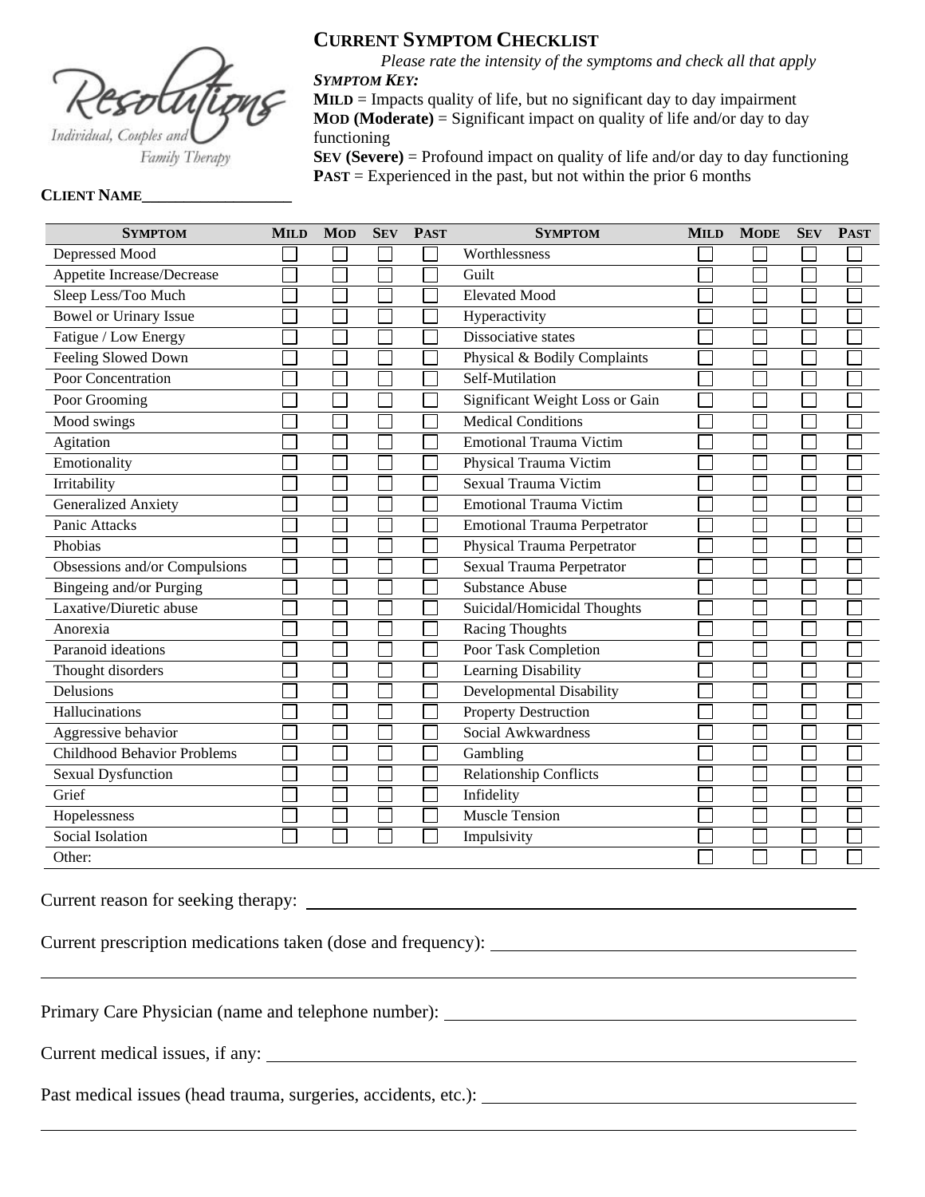Resolutions
Individual, Couples and Family Therapy

# CURRENT SYMPTOM CHECKLIST

*Please rate the intensity of the symptoms and check all that apply*

***SYMPTOM KEY:***

**MILD** = Impacts quality of life, but no significant day to day impairment

**MOD (Moderate)** = Significant impact on quality of life and/or day to day functioning

**SEV (Severe)** = Profound impact on quality of life and/or day to day functioning

**PAST** = Experienced in the past, but not within the prior 6 months

**CLIENT NAME**__________________

| SYMPTOM | MILD | MOD | SEV | PAST | SYMPTOM | MILD | MODE | SEV | PAST |
|---|---|---|---|---|---|---|---|---|---|
| Depressed Mood | ☐ | ☐ | ☐ | ☐ | Worthlessness | ☐ | ☐ | ☐ | ☐ |
| Appetite Increase/Decrease | ☐ | ☐ | ☐ | ☐ | Guilt | ☐ | ☐ | ☐ | ☐ |
| Sleep Less/Too Much | ☐ | ☐ | ☐ | ☐ | Elevated Mood | ☐ | ☐ | ☐ | ☐ |
| Bowel or Urinary Issue | ☐ | ☐ | ☐ | ☐ | Hyperactivity | ☐ | ☐ | ☐ | ☐ |
| Fatigue / Low Energy | ☐ | ☐ | ☐ | ☐ | Dissociative states | ☐ | ☐ | ☐ | ☐ |
| Feeling Slowed Down | ☐ | ☐ | ☐ | ☐ | Physical & Bodily Complaints | ☐ | ☐ | ☐ | ☐ |
| Poor Concentration | ☐ | ☐ | ☐ | ☐ | Self-Mutilation | ☐ | ☐ | ☐ | ☐ |
| Poor Grooming | ☐ | ☐ | ☐ | ☐ | Significant Weight Loss or Gain | ☐ | ☐ | ☐ | ☐ |
| Mood swings | ☐ | ☐ | ☐ | ☐ | Medical Conditions | ☐ | ☐ | ☐ | ☐ |
| Agitation | ☐ | ☐ | ☐ | ☐ | Emotional Trauma Victim | ☐ | ☐ | ☐ | ☐ |
| Emotionality | ☐ | ☐ | ☐ | ☐ | Physical Trauma Victim | ☐ | ☐ | ☐ | ☐ |
| Irritability | ☐ | ☐ | ☐ | ☐ | Sexual Trauma Victim | ☐ | ☐ | ☐ | ☐ |
| Generalized Anxiety | ☐ | ☐ | ☐ | ☐ | Emotional Trauma Victim | ☐ | ☐ | ☐ | ☐ |
| Panic Attacks | ☐ | ☐ | ☐ | ☐ | Emotional Trauma Perpetrator | ☐ | ☐ | ☐ | ☐ |
| Phobias | ☐ | ☐ | ☐ | ☐ | Physical Trauma Perpetrator | ☐ | ☐ | ☐ | ☐ |
| Obsessions and/or Compulsions | ☐ | ☐ | ☐ | ☐ | Sexual Trauma Perpetrator | ☐ | ☐ | ☐ | ☐ |
| Bingeing and/or Purging | ☐ | ☐ | ☐ | ☐ | Substance Abuse | ☐ | ☐ | ☐ | ☐ |
| Laxative/Diuretic abuse | ☐ | ☐ | ☐ | ☐ | Suicidal/Homicidal Thoughts | ☐ | ☐ | ☐ | ☐ |
| Anorexia | ☐ | ☐ | ☐ | ☐ | Racing Thoughts | ☐ | ☐ | ☐ | ☐ |
| Paranoid ideations | ☐ | ☐ | ☐ | ☐ | Poor Task Completion | ☐ | ☐ | ☐ | ☐ |
| Thought disorders | ☐ | ☐ | ☐ | ☐ | Learning Disability | ☐ | ☐ | ☐ | ☐ |
| Delusions | ☐ | ☐ | ☐ | ☐ | Developmental Disability | ☐ | ☐ | ☐ | ☐ |
| Hallucinations | ☐ | ☐ | ☐ | ☐ | Property Destruction | ☐ | ☐ | ☐ | ☐ |
| Aggressive behavior | ☐ | ☐ | ☐ | ☐ | Social Awkwardness | ☐ | ☐ | ☐ | ☐ |
| Childhood Behavior Problems | ☐ | ☐ | ☐ | ☐ | Gambling | ☐ | ☐ | ☐ | ☐ |
| Sexual Dysfunction | ☐ | ☐ | ☐ | ☐ | Relationship Conflicts | ☐ | ☐ | ☐ | ☐ |
| Grief | ☐ | ☐ | ☐ | ☐ | Infidelity | ☐ | ☐ | ☐ | ☐ |
| Hopelessness | ☐ | ☐ | ☐ | ☐ | Muscle Tension | ☐ | ☐ | ☐ | ☐ |
| Social Isolation | ☐ | ☐ | ☐ | ☐ | Impulsivity | ☐ | ☐ | ☐ | ☐ |
| Other: | | | | | | ☐ | ☐ | ☐ | ☐ |

Current reason for seeking therapy: ______________________________

Current prescription medications taken (dose and frequency): ______________________________

______________________________

Primary Care Physician (name and telephone number): ______________________________

Current medical issues, if any: ______________________________

Past medical issues (head trauma, surgeries, accidents, etc.): ______________________________

______________________________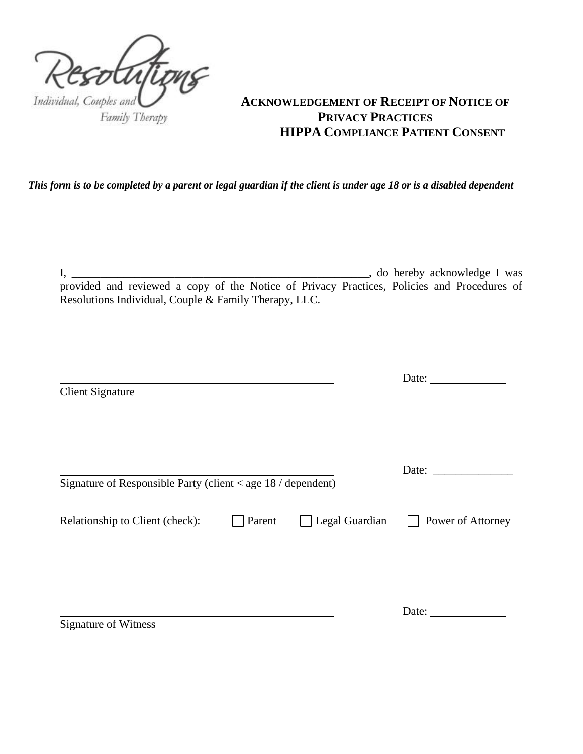Resolutions

Individual, Couples and Family Therapy

## ACKNOWLEDGEMENT OF RECEIPT OF NOTICE OF PRIVACY PRACTICES HIPPA COMPLIANCE PATIENT CONSENT

***This form is to be completed by a parent or legal guardian if the client is under age 18 or is a disabled dependent***

I, ______________________________________________________, do hereby acknowledge I was provided and reviewed a copy of the Notice of Privacy Practices, Policies and Procedures of Resolutions Individual, Couple & Family Therapy, LLC.

______________________________________________ Date: _____________

Client Signature

______________________________________________ Date: ______________

Signature of Responsible Party (client < age 18 / dependent)

Relationship to Client (check): ☐ Parent ☐ Legal Guardian ☐ Power of Attorney

______________________________________________ Date: _____________

Signature of Witness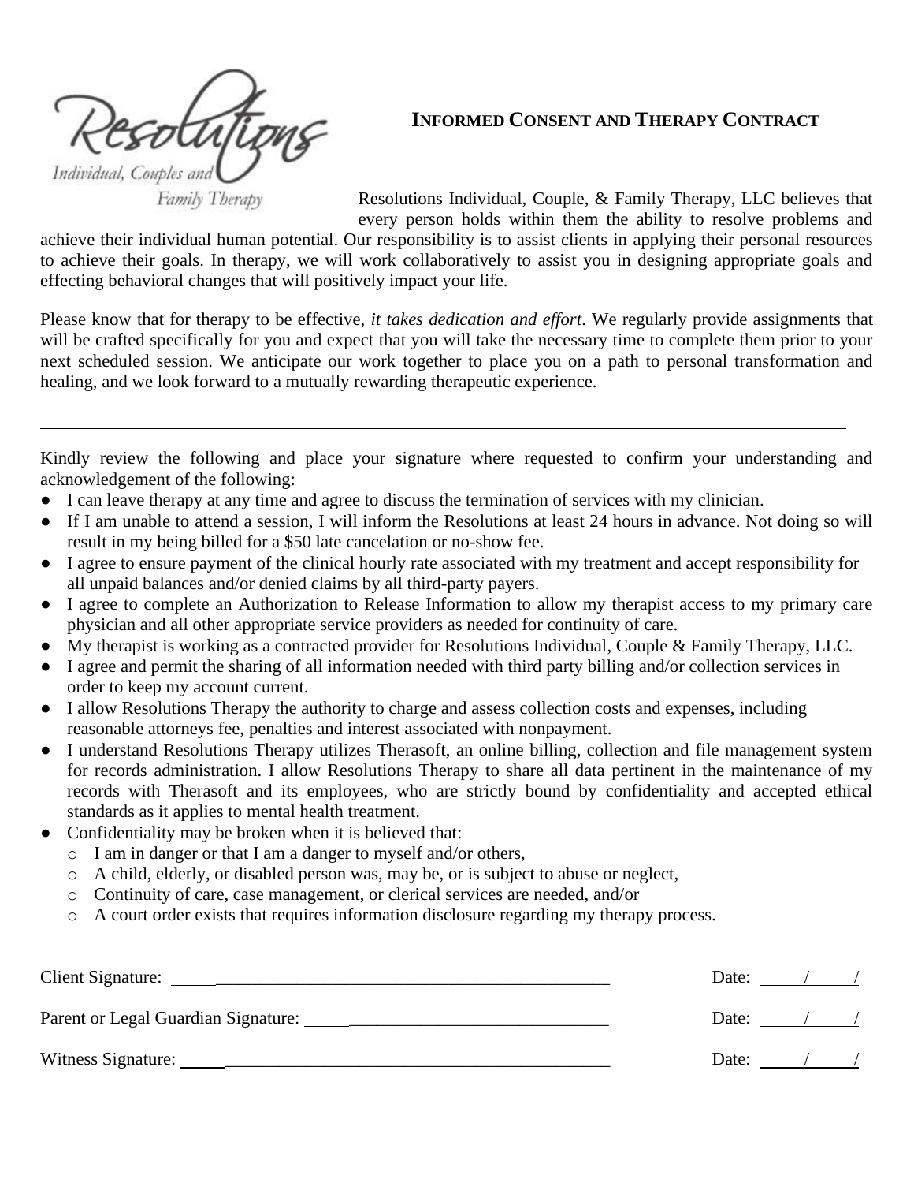Resolutions
Individual, Couples and Family Therapy

# INFORMED CONSENT AND THERAPY CONTRACT

Resolutions Individual, Couple, & Family Therapy, LLC believes that every person holds within them the ability to resolve problems and achieve their individual human potential. Our responsibility is to assist clients in applying their personal resources to achieve their goals. In therapy, we will work collaboratively to assist you in designing appropriate goals and effecting behavioral changes that will positively impact your life.

Please know that for therapy to be effective, *it takes dedication and effort*. We regularly provide assignments that will be crafted specifically for you and expect that you will take the necessary time to complete them prior to your next scheduled session. We anticipate our work together to place you on a path to personal transformation and healing, and we look forward to a mutually rewarding therapeutic experience.

---

Kindly review the following and place your signature where requested to confirm your understanding and acknowledgement of the following:

- I can leave therapy at any time and agree to discuss the termination of services with my clinician.
- If I am unable to attend a session, I will inform the Resolutions at least 24 hours in advance. Not doing so will result in my being billed for a $50 late cancelation or no-show fee.
- I agree to ensure payment of the clinical hourly rate associated with my treatment and accept responsibility for all unpaid balances and/or denied claims by all third-party payers.
- I agree to complete an Authorization to Release Information to allow my therapist access to my primary care physician and all other appropriate service providers as needed for continuity of care.
- My therapist is working as a contracted provider for Resolutions Individual, Couple & Family Therapy, LLC.
- I agree and permit the sharing of all information needed with third party billing and/or collection services in order to keep my account current.
- I allow Resolutions Therapy the authority to charge and assess collection costs and expenses, including reasonable attorneys fee, penalties and interest associated with nonpayment.
- I understand Resolutions Therapy utilizes Therasoft, an online billing, collection and file management system for records administration. I allow Resolutions Therapy to share all data pertinent in the maintenance of my records with Therasoft and its employees, who are strictly bound by confidentiality and accepted ethical standards as it applies to mental health treatment.
- Confidentiality may be broken when it is believed that:
  - I am in danger or that I am a danger to myself and/or others,
  - A child, elderly, or disabled person was, may be, or is subject to abuse or neglect,
  - Continuity of care, case management, or clerical services are needed, and/or
  - A court order exists that requires information disclosure regarding my therapy process.

Client Signature: ______________________________________________ Date: ____/____/

Parent or Legal Guardian Signature: ______________________________ Date: ____/____/

Witness Signature: _____________________________________________ Date: ____/____/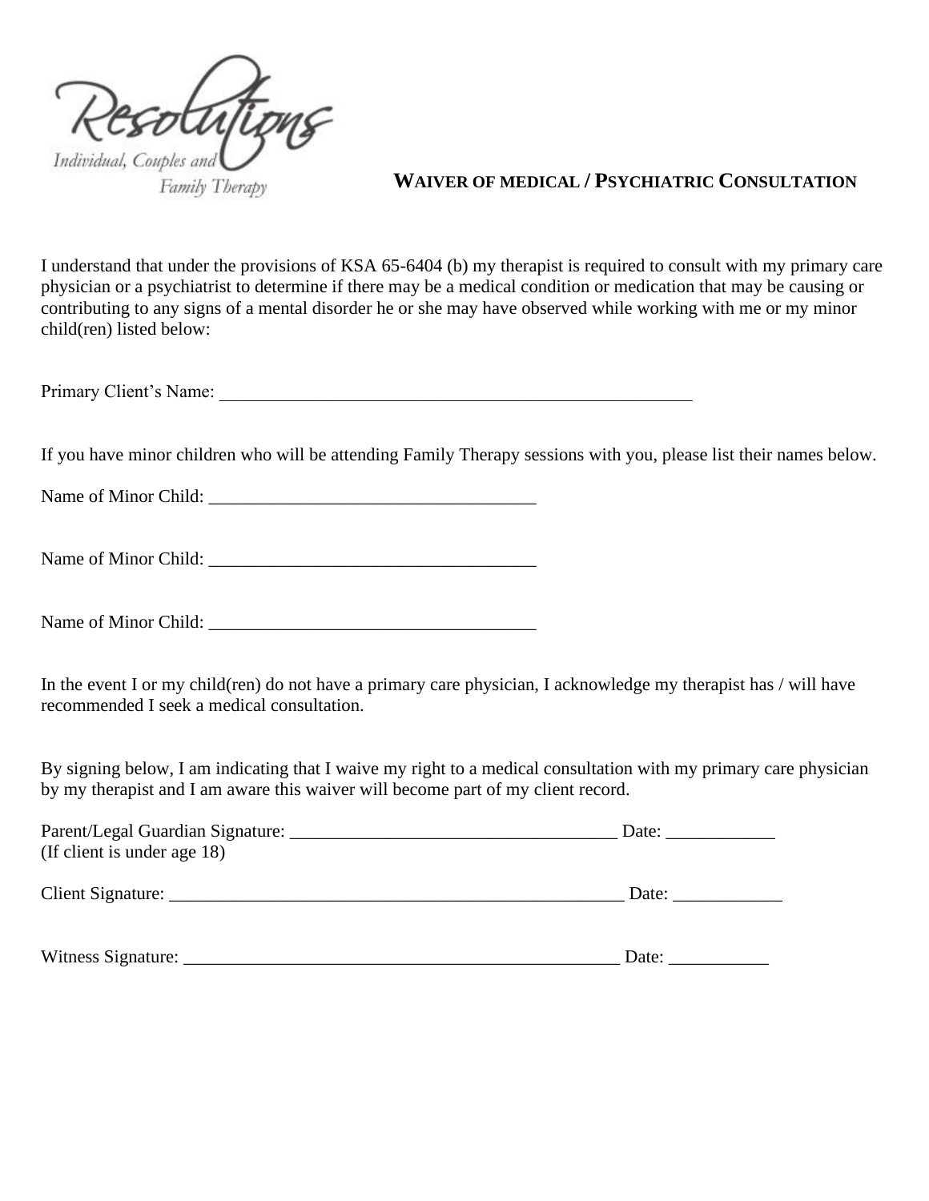Resolutions

Individual, Couples and Family Therapy

## WAIVER OF MEDICAL / PSYCHIATRIC CONSULTATION

I understand that under the provisions of KSA 65-6404 (b) my therapist is required to consult with my primary care physician or a psychiatrist to determine if there may be a medical condition or medication that may be causing or contributing to any signs of a mental disorder he or she may have observed while working with me or my minor child(ren) listed below:

Primary Client's Name: ______________________________________________________

If you have minor children who will be attending Family Therapy sessions with you, please list their names below.

Name of Minor Child: _____________________________________

Name of Minor Child: _____________________________________

Name of Minor Child: _____________________________________

In the event I or my child(ren) do not have a primary care physician, I acknowledge my therapist has / will have recommended I seek a medical consultation.

By signing below, I am indicating that I waive my right to a medical consultation with my primary care physician by my therapist and I am aware this waiver will become part of my client record.

Parent/Legal Guardian Signature: _____________________________________ Date: ____________
(If client is under age 18)

Client Signature: ___________________________________________________ Date: ____________

Witness Signature: _________________________________________________ Date: ___________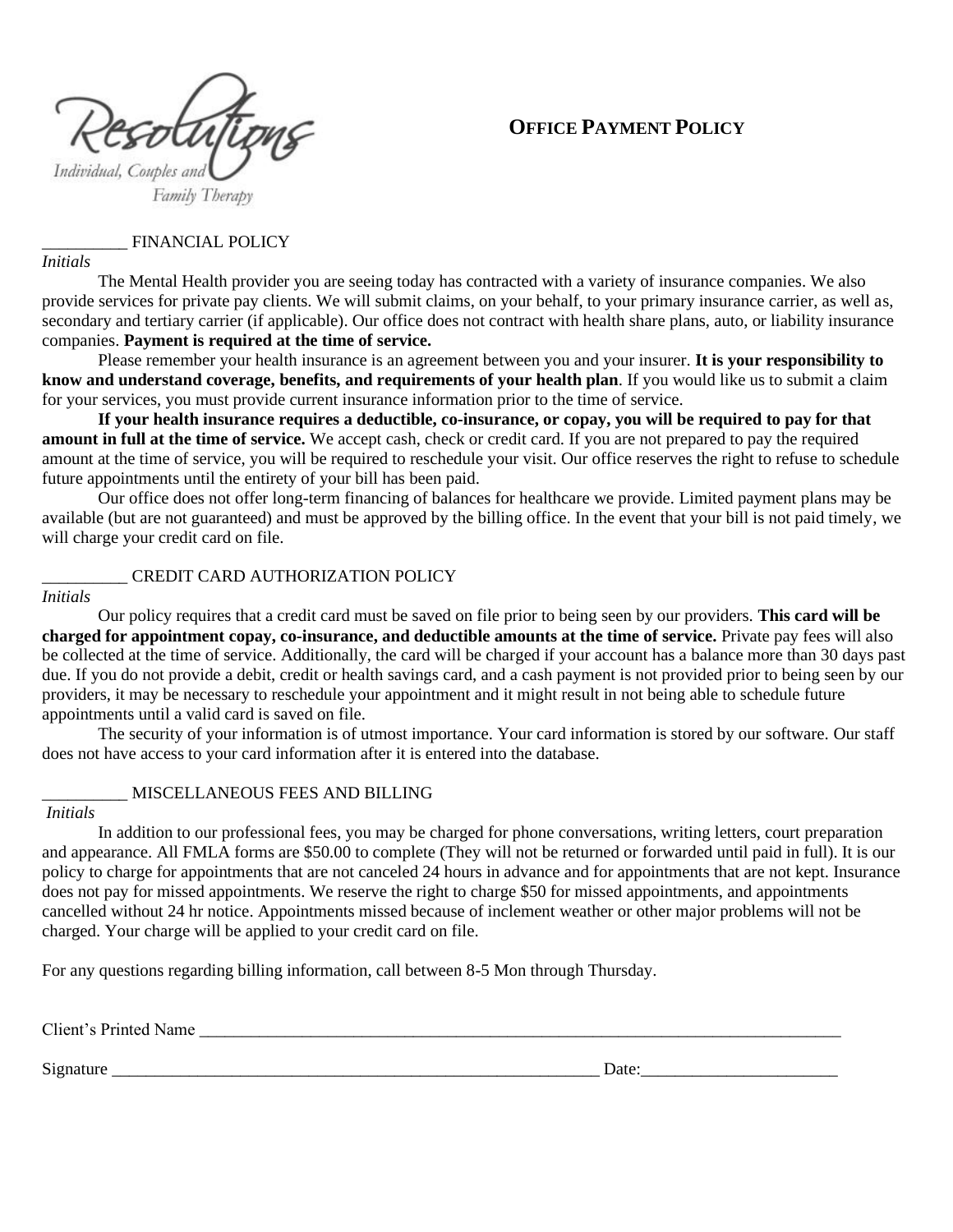Resolutions
Individual, Couples and Family Therapy

# OFFICE PAYMENT POLICY

__________ FINANCIAL POLICY
*Initials*

The Mental Health provider you are seeing today has contracted with a variety of insurance companies. We also provide services for private pay clients. We will submit claims, on your behalf, to your primary insurance carrier, as well as, secondary and tertiary carrier (if applicable). Our office does not contract with health share plans, auto, or liability insurance companies. **Payment is required at the time of service.**

Please remember your health insurance is an agreement between you and your insurer. **It is your responsibility to know and understand coverage, benefits, and requirements of your health plan**. If you would like us to submit a claim for your services, you must provide current insurance information prior to the time of service.

**If your health insurance requires a deductible, co-insurance, or copay, you will be required to pay for that amount in full at the time of service.** We accept cash, check or credit card. If you are not prepared to pay the required amount at the time of service, you will be required to reschedule your visit. Our office reserves the right to refuse to schedule future appointments until the entirety of your bill has been paid.

Our office does not offer long-term financing of balances for healthcare we provide. Limited payment plans may be available (but are not guaranteed) and must be approved by the billing office. In the event that your bill is not paid timely, we will charge your credit card on file.

__________ CREDIT CARD AUTHORIZATION POLICY
*Initials*

Our policy requires that a credit card must be saved on file prior to being seen by our providers. **This card will be charged for appointment copay, co-insurance, and deductible amounts at the time of service.** Private pay fees will also be collected at the time of service. Additionally, the card will be charged if your account has a balance more than 30 days past due. If you do not provide a debit, credit or health savings card, and a cash payment is not provided prior to being seen by our providers, it may be necessary to reschedule your appointment and it might result in not being able to schedule future appointments until a valid card is saved on file.

The security of your information is of utmost importance. Your card information is stored by our software. Our staff does not have access to your card information after it is entered into the database.

__________ MISCELLANEOUS FEES AND BILLING
*Initials*

In addition to our professional fees, you may be charged for phone conversations, writing letters, court preparation and appearance. All FMLA forms are $50.00 to complete (They will not be returned or forwarded until paid in full). It is our policy to charge for appointments that are not canceled 24 hours in advance and for appointments that are not kept. Insurance does not pay for missed appointments. We reserve the right to charge $50 for missed appointments, and appointments cancelled without 24 hr notice. Appointments missed because of inclement weather or other major problems will not be charged. Your charge will be applied to your credit card on file.

For any questions regarding billing information, call between 8-5 Mon through Thursday.

Client's Printed Name ______________________________________________________________

Signature ____________________________________________ Date:______________________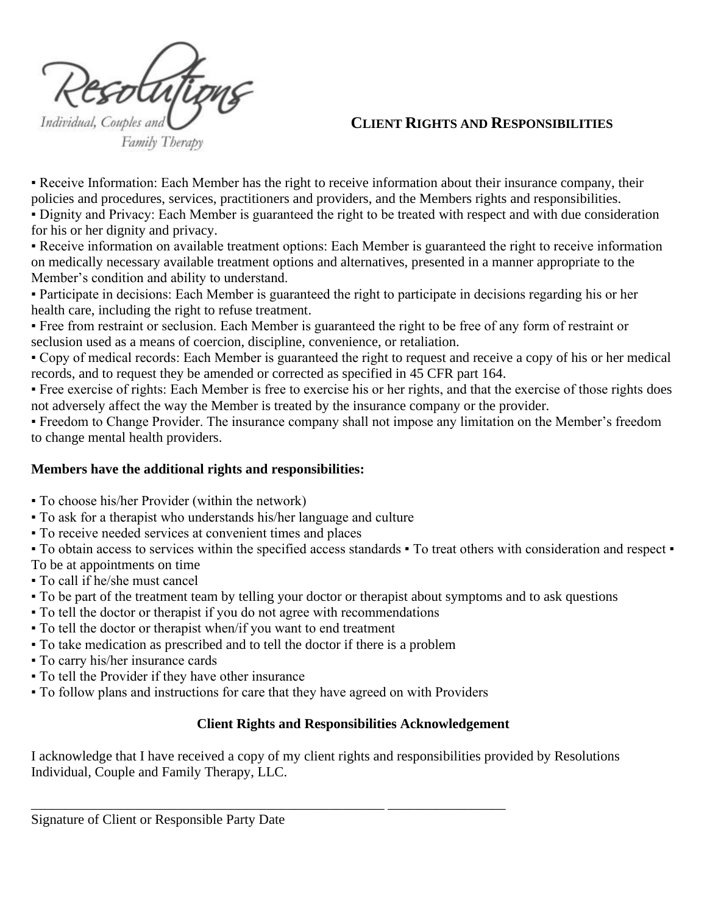Resolutions
Individual, Couples and Family Therapy

## CLIENT RIGHTS AND RESPONSIBILITIES

▪ Receive Information: Each Member has the right to receive information about their insurance company, their policies and procedures, services, practitioners and providers, and the Members rights and responsibilities.
▪ Dignity and Privacy: Each Member is guaranteed the right to be treated with respect and with due consideration for his or her dignity and privacy.
▪ Receive information on available treatment options: Each Member is guaranteed the right to receive information on medically necessary available treatment options and alternatives, presented in a manner appropriate to the Member's condition and ability to understand.
▪ Participate in decisions: Each Member is guaranteed the right to participate in decisions regarding his or her health care, including the right to refuse treatment.
▪ Free from restraint or seclusion. Each Member is guaranteed the right to be free of any form of restraint or seclusion used as a means of coercion, discipline, convenience, or retaliation.
▪ Copy of medical records: Each Member is guaranteed the right to request and receive a copy of his or her medical records, and to request they be amended or corrected as specified in 45 CFR part 164.
▪ Free exercise of rights: Each Member is free to exercise his or her rights, and that the exercise of those rights does not adversely affect the way the Member is treated by the insurance company or the provider.
▪ Freedom to Change Provider. The insurance company shall not impose any limitation on the Member's freedom to change mental health providers.

**Members have the additional rights and responsibilities:**

▪ To choose his/her Provider (within the network)
▪ To ask for a therapist who understands his/her language and culture
▪ To receive needed services at convenient times and places
▪ To obtain access to services within the specified access standards ▪ To treat others with consideration and respect ▪ To be at appointments on time
▪ To call if he/she must cancel
▪ To be part of the treatment team by telling your doctor or therapist about symptoms and to ask questions
▪ To tell the doctor or therapist if you do not agree with recommendations
▪ To tell the doctor or therapist when/if you want to end treatment
▪ To take medication as prescribed and to tell the doctor if there is a problem
▪ To carry his/her insurance cards
▪ To tell the Provider if they have other insurance
▪ To follow plans and instructions for care that they have agreed on with Providers

**Client Rights and Responsibilities Acknowledgement**

I acknowledge that I have received a copy of my client rights and responsibilities provided by Resolutions Individual, Couple and Family Therapy, LLC.

_____________________________________________________ _________________
Signature of Client or Responsible Party Date